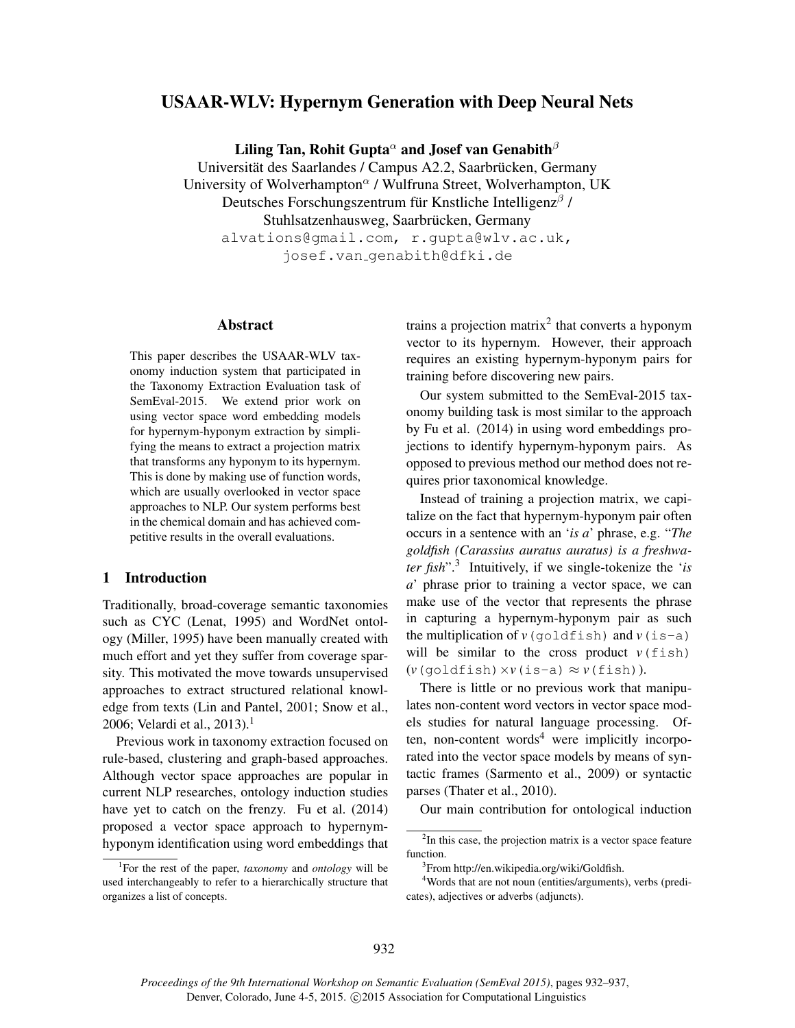# USAAR-WLV: Hypernym Generation with Deep Neural Nets

**Liling Tan, Rohit Gupta[α] and Josef van Genabith[β]**

Universität des Saarlandes / Campus A2.2, Saarbrücken, Germany
University of Wolverhampton[α] / Wulfruna Street, Wolverhampton, UK
Deutsches Forschungszentrum für Knstliche Intelligenz[β] /
Stuhlsatzenhausweg, Saarbrücken, Germany
alvations@gmail.com, r.gupta@wlv.ac.uk,
josef.van_genabith@dfki.de

## Abstract

This paper describes the USAAR-WLV taxonomy induction system that participated in the Taxonomy Extraction Evaluation task of SemEval-2015. We extend prior work on using vector space word embedding models for hypernym-hyponym extraction by simplifying the means to extract a projection matrix that transforms any hyponym to its hypernym. This is done by making use of function words, which are usually overlooked in vector space approaches to NLP. Our system performs best in the chemical domain and has achieved competitive results in the overall evaluations.

## 1 Introduction

Traditionally, broad-coverage semantic taxonomies such as CYC (Lenat, 1995) and WordNet ontology (Miller, 1995) have been manually created with much effort and yet they suffer from coverage sparsity. This motivated the move towards unsupervised approaches to extract structured relational knowledge from texts (Lin and Pantel, 2001; Snow et al., 2006; Velardi et al., 2013).[1]

Previous work in taxonomy extraction focused on rule-based, clustering and graph-based approaches. Although vector space approaches are popular in current NLP researches, ontology induction studies have yet to catch on the frenzy. Fu et al. (2014) proposed a vector space approach to hypernym-hyponym identification using word embeddings that trains a projection matrix[2] that converts a hyponym vector to its hypernym. However, their approach requires an existing hypernym-hyponym pairs for training before discovering new pairs.

Our system submitted to the SemEval-2015 taxonomy building task is most similar to the approach by Fu et al. (2014) in using word embeddings projections to identify hypernym-hyponym pairs. As opposed to previous method our method does not requires prior taxonomical knowledge.

Instead of training a projection matrix, we capitalize on the fact that hypernym-hyponym pair often occurs in a sentence with an '*is a*' phrase, e.g. "*The goldfish (Carassius auratus auratus) is a freshwater fish*".[3] Intuitively, if we single-tokenize the '*is a*' phrase prior to training a vector space, we can make use of the vector that represents the phrase in capturing a hypernym-hyponym pair as such the multiplication of *v*(goldfish) and *v*(is-a) will be similar to the cross product *v*(fish) (*v*(goldfish)×*v*(is-a) ≈ *v*(fish)).

There is little or no previous work that manipulates non-content word vectors in vector space models studies for natural language processing. Often, non-content words[4] were implicitly incorporated into the vector space models by means of syntactic frames (Sarmento et al., 2009) or syntactic parses (Thater et al., 2010).

Our main contribution for ontological induction

---

[1] For the rest of the paper, *taxonomy* and *ontology* will be used interchangeably to refer to a hierarchically structure that organizes a list of concepts.

[2] In this case, the projection matrix is a vector space feature function.

[3] From http://en.wikipedia.org/wiki/Goldfish.

[4] Words that are not noun (entities/arguments), verbs (predicates), adjectives or adverbs (adjuncts).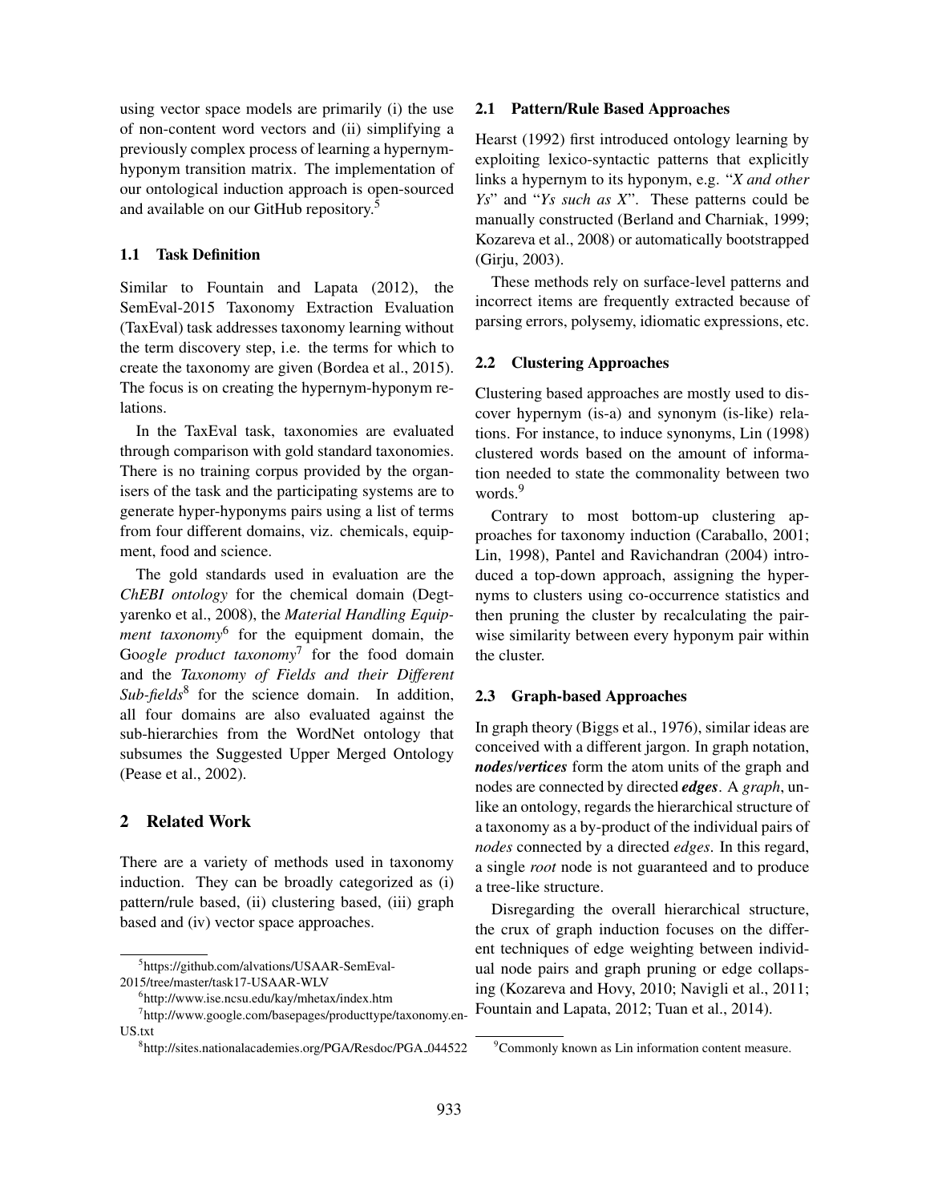using vector space models are primarily (i) the use of non-content word vectors and (ii) simplifying a previously complex process of learning a hypernym-hyponym transition matrix. The implementation of our ontological induction approach is open-sourced and available on our GitHub repository.[5]

### 1.1 Task Definition

Similar to Fountain and Lapata (2012), the SemEval-2015 Taxonomy Extraction Evaluation (TaxEval) task addresses taxonomy learning without the term discovery step, i.e. the terms for which to create the taxonomy are given (Bordea et al., 2015). The focus is on creating the hypernym-hyponym relations.

In the TaxEval task, taxonomies are evaluated through comparison with gold standard taxonomies. There is no training corpus provided by the organisers of the task and the participating systems are to generate hyper-hyponyms pairs using a list of terms from four different domains, viz. chemicals, equipment, food and science.

The gold standards used in evaluation are the *ChEBI ontology* for the chemical domain (Degtyarenko et al., 2008), the *Material Handling Equipment taxonomy*[6] for the equipment domain, the G*oogle product taxonomy*[7] for the food domain and the *Taxonomy of Fields and their Different Sub-fields*[8] for the science domain. In addition, all four domains are also evaluated against the sub-hierarchies from the WordNet ontology that subsumes the Suggested Upper Merged Ontology (Pease et al., 2002).

## 2 Related Work

There are a variety of methods used in taxonomy induction. They can be broadly categorized as (i) pattern/rule based, (ii) clustering based, (iii) graph based and (iv) vector space approaches.

### 2.1 Pattern/Rule Based Approaches

Hearst (1992) first introduced ontology learning by exploiting lexico-syntactic patterns that explicitly links a hypernym to its hyponym, e.g. "*X and other Ys*" and "*Ys such as X*". These patterns could be manually constructed (Berland and Charniak, 1999; Kozareva et al., 2008) or automatically bootstrapped (Girju, 2003).

These methods rely on surface-level patterns and incorrect items are frequently extracted because of parsing errors, polysemy, idiomatic expressions, etc.

### 2.2 Clustering Approaches

Clustering based approaches are mostly used to discover hypernym (is-a) and synonym (is-like) relations. For instance, to induce synonyms, Lin (1998) clustered words based on the amount of information needed to state the commonality between two words.[9]

Contrary to most bottom-up clustering approaches for taxonomy induction (Caraballo, 2001; Lin, 1998), Pantel and Ravichandran (2004) introduced a top-down approach, assigning the hypernyms to clusters using co-occurrence statistics and then pruning the cluster by recalculating the pairwise similarity between every hyponym pair within the cluster.

### 2.3 Graph-based Approaches

In graph theory (Biggs et al., 1976), similar ideas are conceived with a different jargon. In graph notation, ***nodes/vertices*** form the atom units of the graph and nodes are connected by directed ***edges***. A *graph*, unlike an ontology, regards the hierarchical structure of a taxonomy as a by-product of the individual pairs of *nodes* connected by a directed *edges*. In this regard, a single *root* node is not guaranteed and to produce a tree-like structure.

Disregarding the overall hierarchical structure, the crux of graph induction focuses on the different techniques of edge weighting between individual node pairs and graph pruning or edge collapsing (Kozareva and Hovy, 2010; Navigli et al., 2011; Fountain and Lapata, 2012; Tuan et al., 2014).

---

[5] https://github.com/alvations/USAAR-SemEval-2015/tree/master/task17-USAAR-WLV

[6] http://www.ise.ncsu.edu/kay/mhetax/index.htm

[7] http://www.google.com/basepages/producttype/taxonomy.en-US.txt

[8] http://sites.nationalacademies.org/PGA/Resdoc/PGA_044522

[9] Commonly known as Lin information content measure.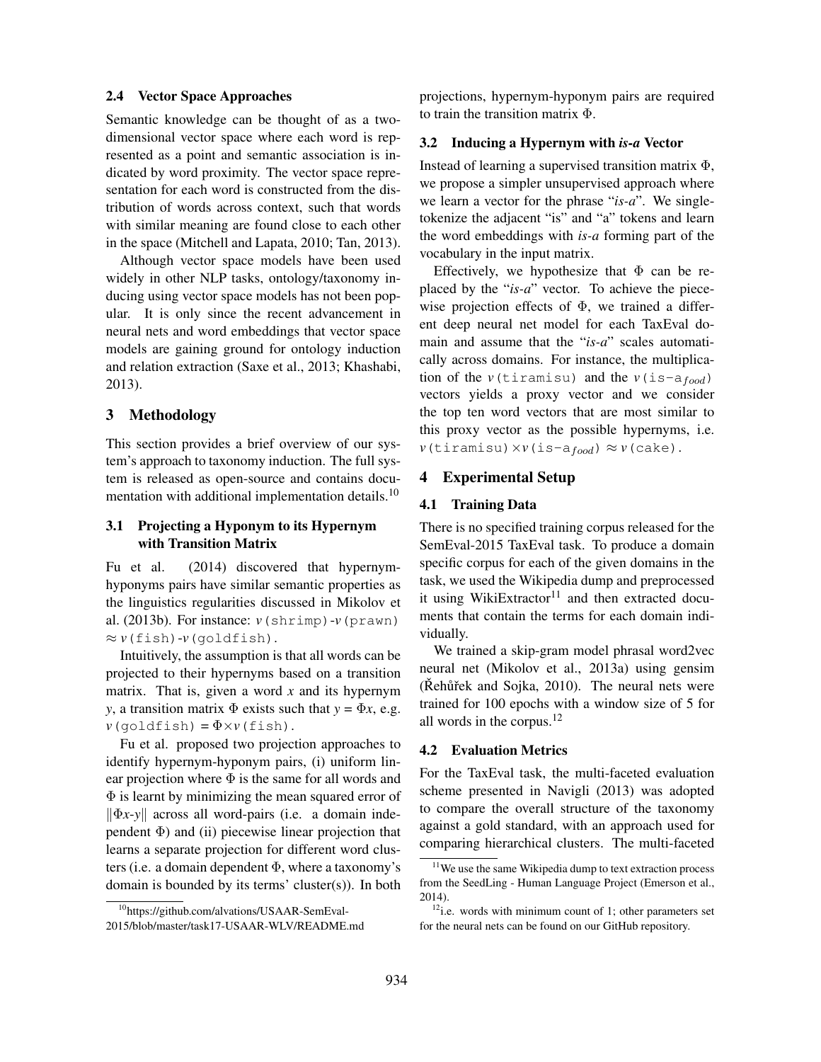### 2.4 Vector Space Approaches

Semantic knowledge can be thought of as a two-dimensional vector space where each word is represented as a point and semantic association is indicated by word proximity. The vector space representation for each word is constructed from the distribution of words across context, such that words with similar meaning are found close to each other in the space (Mitchell and Lapata, 2010; Tan, 2013).

Although vector space models have been used widely in other NLP tasks, ontology/taxonomy inducing using vector space models has not been popular. It is only since the recent advancement in neural nets and word embeddings that vector space models are gaining ground for ontology induction and relation extraction (Saxe et al., 2013; Khashabi, 2013).

## 3 Methodology

This section provides a brief overview of our system's approach to taxonomy induction. The full system is released as open-source and contains documentation with additional implementation details.[10]

### 3.1 Projecting a Hyponym to its Hypernym with Transition Matrix

Fu et al. (2014) discovered that hypernym-hyponyms pairs have similar semantic properties as the linguistics regularities discussed in Mikolov et al. (2013b). For instance: $v$(shrimp)-$v$(prawn) $\approx$ $v$(fish)-$v$(goldfish).

Intuitively, the assumption is that all words can be projected to their hypernyms based on a transition matrix. That is, given a word $x$ and its hypernym $y$, a transition matrix $\Phi$ exists such that $y = \Phi x$, e.g. $v$(goldfish) = $\Phi \times v$(fish).

Fu et al. proposed two projection approaches to identify hypernym-hyponym pairs, (i) uniform linear projection where $\Phi$ is the same for all words and $\Phi$ is learnt by minimizing the mean squared error of $\|\Phi x\text{-}y\|$ across all word-pairs (i.e. a domain independent $\Phi$) and (ii) piecewise linear projection that learns a separate projection for different word clusters (i.e. a domain dependent $\Phi$, where a taxonomy's domain is bounded by its terms' cluster(s)). In both projections, hypernym-hyponym pairs are required to train the transition matrix $\Phi$.

### 3.2 Inducing a Hypernym with *is-a* Vector

Instead of learning a supervised transition matrix $\Phi$, we propose a simpler unsupervised approach where we learn a vector for the phrase "*is-a*". We single-tokenize the adjacent "is" and "a" tokens and learn the word embeddings with *is-a* forming part of the vocabulary in the input matrix.

Effectively, we hypothesize that $\Phi$ can be replaced by the "*is-a*" vector. To achieve the piecewise projection effects of $\Phi$, we trained a different deep neural net model for each TaxEval domain and assume that the "*is-a*" scales automatically across domains. For instance, the multiplication of the $v$(tiramisu) and the $v$(is-a$_{food}$) vectors yields a proxy vector and we consider the top ten word vectors that are most similar to this proxy vector as the possible hypernyms, i.e. $v$(tiramisu)$\times v$(is-a$_{food}$) $\approx v$(cake).

## 4 Experimental Setup

### 4.1 Training Data

There is no specified training corpus released for the SemEval-2015 TaxEval task. To produce a domain specific corpus for each of the given domains in the task, we used the Wikipedia dump and preprocessed it using WikiExtractor[11] and then extracted documents that contain the terms for each domain individually.

We trained a skip-gram model phrasal word2vec neural net (Mikolov et al., 2013a) using gensim (Řehůřek and Sojka, 2010). The neural nets were trained for 100 epochs with a window size of 5 for all words in the corpus.[12]

### 4.2 Evaluation Metrics

For the TaxEval task, the multi-faceted evaluation scheme presented in Navigli (2013) was adopted to compare the overall structure of the taxonomy against a gold standard, with an approach used for comparing hierarchical clusters. The multi-faceted

[10] https://github.com/alvations/USAAR-SemEval-2015/blob/master/task17-USAAR-WLV/README.md

[11] We use the same Wikipedia dump to text extraction process from the SeedLing - Human Language Project (Emerson et al., 2014).

[12] i.e. words with minimum count of 1; other parameters set for the neural nets can be found on our GitHub repository.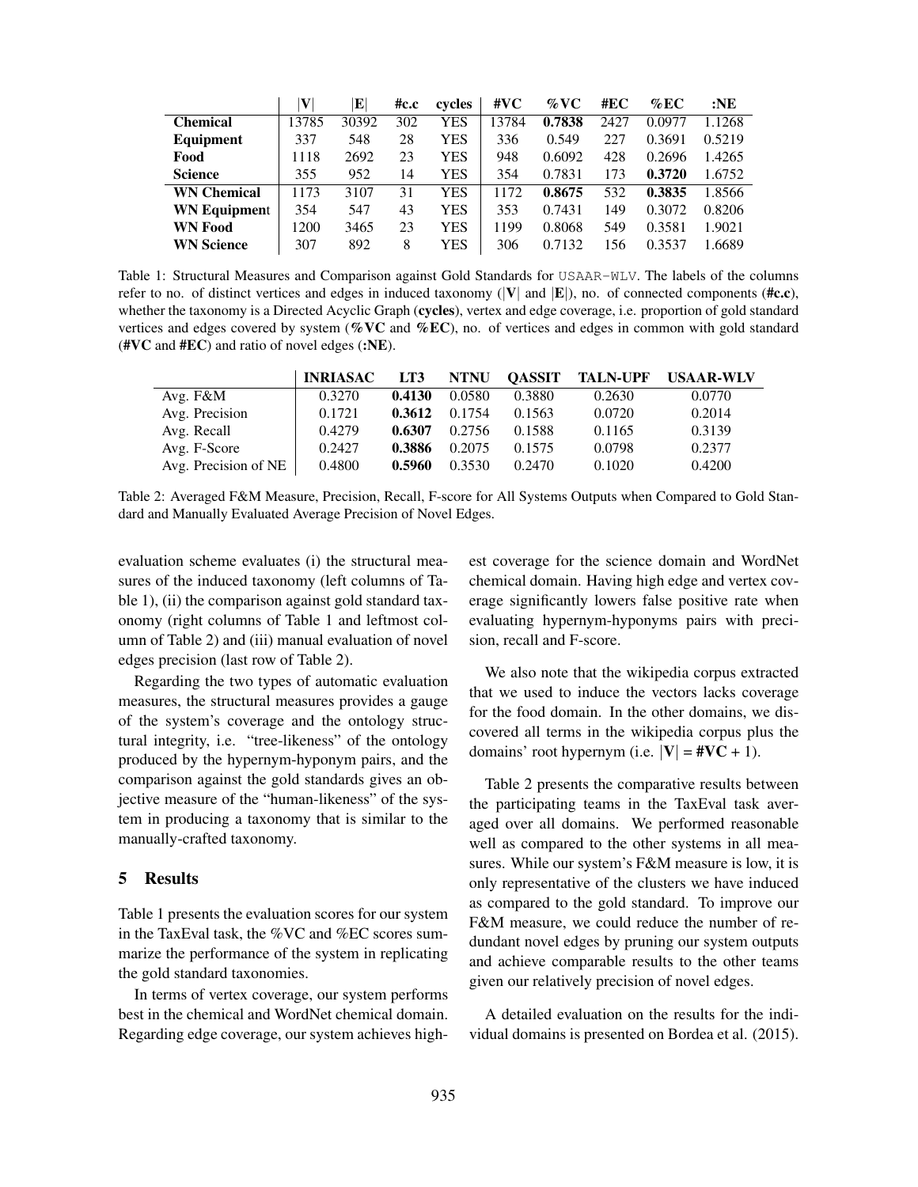| | \|V\| | \|E\| | #c.c | cycles | #VC | %VC | #EC | %EC | :NE |
|---|---|---|---|---|---|---|---|---|---|
| **Chemical** | 13785 | 30392 | 302 | YES | 13784 | **0.7838** | 2427 | 0.0977 | 1.1268 |
| **Equipment** | 337 | 548 | 28 | YES | 336 | 0.549 | 227 | 0.3691 | 0.5219 |
| **Food** | 1118 | 2692 | 23 | YES | 948 | 0.6092 | 428 | 0.2696 | 1.4265 |
| **Science** | 355 | 952 | 14 | YES | 354 | 0.7831 | 173 | **0.3720** | 1.6752 |
| **WN Chemical** | 1173 | 3107 | 31 | YES | 1172 | **0.8675** | 532 | **0.3835** | 1.8566 |
| **WN Equipment** | 354 | 547 | 43 | YES | 353 | 0.7431 | 149 | 0.3072 | 0.8206 |
| **WN Food** | 1200 | 3465 | 23 | YES | 1199 | 0.8068 | 549 | 0.3581 | 1.9021 |
| **WN Science** | 307 | 892 | 8 | YES | 306 | 0.7132 | 156 | 0.3537 | 1.6689 |

Table 1: Structural Measures and Comparison against Gold Standards for USAAR-WLV. The labels of the columns refer to no. of distinct vertices and edges in induced taxonomy (**|V|** and **|E|**), no. of connected components (**#c.c**), whether the taxonomy is a Directed Acyclic Graph (**cycles**), vertex and edge coverage, i.e. proportion of gold standard vertices and edges covered by system (**%VC** and **%EC**), no. of vertices and edges in common with gold standard (**#VC** and **#EC**) and ratio of novel edges (**:NE**).

| | INRIASAC | LT3 | NTNU | QASSIT | TALN-UPF | USAAR-WLV |
|---|---|---|---|---|---|---|
| Avg. F&M | 0.3270 | **0.4130** | 0.0580 | 0.3880 | 0.2630 | 0.0770 |
| Avg. Precision | 0.1721 | **0.3612** | 0.1754 | 0.1563 | 0.0720 | 0.2014 |
| Avg. Recall | 0.4279 | **0.6307** | 0.2756 | 0.1588 | 0.1165 | 0.3139 |
| Avg. F-Score | 0.2427 | **0.3886** | 0.2075 | 0.1575 | 0.0798 | 0.2377 |
| Avg. Precision of NE | 0.4800 | **0.5960** | 0.3530 | 0.2470 | 0.1020 | 0.4200 |

Table 2: Averaged F&M Measure, Precision, Recall, F-score for All Systems Outputs when Compared to Gold Standard and Manually Evaluated Average Precision of Novel Edges.

evaluation scheme evaluates (i) the structural measures of the induced taxonomy (left columns of Table 1), (ii) the comparison against gold standard taxonomy (right columns of Table 1 and leftmost column of Table 2) and (iii) manual evaluation of novel edges precision (last row of Table 2).

Regarding the two types of automatic evaluation measures, the structural measures provides a gauge of the system's coverage and the ontology structural integrity, i.e. "tree-likeness" of the ontology produced by the hypernym-hyponym pairs, and the comparison against the gold standards gives an objective measure of the "human-likeness" of the system in producing a taxonomy that is similar to the manually-crafted taxonomy.

## 5 Results

Table 1 presents the evaluation scores for our system in the TaxEval task, the %VC and %EC scores summarize the performance of the system in replicating the gold standard taxonomies.

In terms of vertex coverage, our system performs best in the chemical and WordNet chemical domain. Regarding edge coverage, our system achieves highest coverage for the science domain and WordNet chemical domain. Having high edge and vertex coverage significantly lowers false positive rate when evaluating hypernym-hyponyms pairs with precision, recall and F-score.

We also note that the wikipedia corpus extracted that we used to induce the vectors lacks coverage for the food domain. In the other domains, we discovered all terms in the wikipedia corpus plus the domains' root hypernym (i.e. **|V|** = **#VC** + 1).

Table 2 presents the comparative results between the participating teams in the TaxEval task averaged over all domains. We performed reasonable well as compared to the other systems in all measures. While our system's F&M measure is low, it is only representative of the clusters we have induced as compared to the gold standard. To improve our F&M measure, we could reduce the number of redundant novel edges by pruning our system outputs and achieve comparable results to the other teams given our relatively precision of novel edges.

A detailed evaluation on the results for the individual domains is presented on Bordea et al. (2015).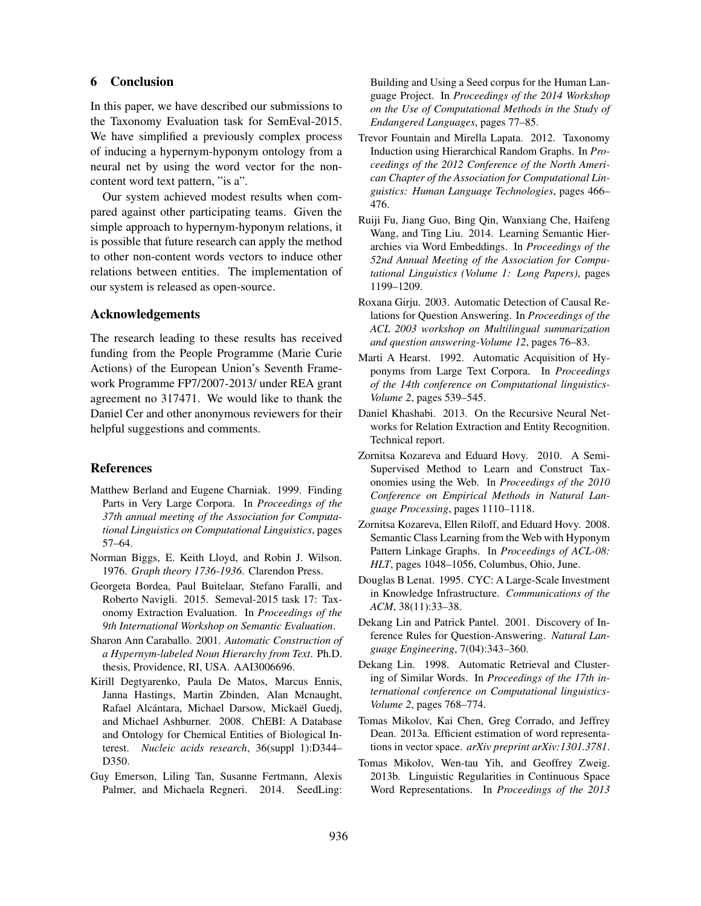## 6 Conclusion

In this paper, we have described our submissions to the Taxonomy Evaluation task for SemEval-2015. We have simplified a previously complex process of inducing a hypernym-hyponym ontology from a neural net by using the word vector for the non-content word text pattern, "is a".

Our system achieved modest results when compared against other participating teams. Given the simple approach to hypernym-hyponym relations, it is possible that future research can apply the method to other non-content words vectors to induce other relations between entities. The implementation of our system is released as open-source.

## Acknowledgements

The research leading to these results has received funding from the People Programme (Marie Curie Actions) of the European Union's Seventh Framework Programme FP7/2007-2013/ under REA grant agreement no 317471. We would like to thank the Daniel Cer and other anonymous reviewers for their helpful suggestions and comments.

## References

Matthew Berland and Eugene Charniak. 1999. Finding Parts in Very Large Corpora. In *Proceedings of the 37th annual meeting of the Association for Computational Linguistics on Computational Linguistics*, pages 57–64.

Norman Biggs, E. Keith Lloyd, and Robin J. Wilson. 1976. *Graph theory 1736-1936*. Clarendon Press.

Georgeta Bordea, Paul Buitelaar, Stefano Faralli, and Roberto Navigli. 2015. Semeval-2015 task 17: Taxonomy Extraction Evaluation. In *Proceedings of the 9th International Workshop on Semantic Evaluation*.

Sharon Ann Caraballo. 2001. *Automatic Construction of a Hypernym-labeled Noun Hierarchy from Text*. Ph.D. thesis, Providence, RI, USA. AAI3006696.

Kirill Degtyarenko, Paula De Matos, Marcus Ennis, Janna Hastings, Martin Zbinden, Alan Mcnaught, Rafael Alcántara, Michael Darsow, Mickaël Guedj, and Michael Ashburner. 2008. ChEBI: A Database and Ontology for Chemical Entities of Biological Interest. *Nucleic acids research*, 36(suppl 1):D344–D350.

Guy Emerson, Liling Tan, Susanne Fertmann, Alexis Palmer, and Michaela Regneri. 2014. SeedLing: Building and Using a Seed corpus for the Human Language Project. In *Proceedings of the 2014 Workshop on the Use of Computational Methods in the Study of Endangered Languages*, pages 77–85.

Trevor Fountain and Mirella Lapata. 2012. Taxonomy Induction using Hierarchical Random Graphs. In *Proceedings of the 2012 Conference of the North American Chapter of the Association for Computational Linguistics: Human Language Technologies*, pages 466–476.

Ruiji Fu, Jiang Guo, Bing Qin, Wanxiang Che, Haifeng Wang, and Ting Liu. 2014. Learning Semantic Hierarchies via Word Embeddings. In *Proceedings of the 52nd Annual Meeting of the Association for Computational Linguistics (Volume 1: Long Papers)*, pages 1199–1209.

Roxana Girju. 2003. Automatic Detection of Causal Relations for Question Answering. In *Proceedings of the ACL 2003 workshop on Multilingual summarization and question answering-Volume 12*, pages 76–83.

Marti A Hearst. 1992. Automatic Acquisition of Hyponyms from Large Text Corpora. In *Proceedings of the 14th conference on Computational linguistics-Volume 2*, pages 539–545.

Daniel Khashabi. 2013. On the Recursive Neural Networks for Relation Extraction and Entity Recognition. Technical report.

Zornitsa Kozareva and Eduard Hovy. 2010. A Semi-Supervised Method to Learn and Construct Taxonomies using the Web. In *Proceedings of the 2010 Conference on Empirical Methods in Natural Language Processing*, pages 1110–1118.

Zornitsa Kozareva, Ellen Riloff, and Eduard Hovy. 2008. Semantic Class Learning from the Web with Hyponym Pattern Linkage Graphs. In *Proceedings of ACL-08: HLT*, pages 1048–1056, Columbus, Ohio, June.

Douglas B Lenat. 1995. CYC: A Large-Scale Investment in Knowledge Infrastructure. *Communications of the ACM*, 38(11):33–38.

Dekang Lin and Patrick Pantel. 2001. Discovery of Inference Rules for Question-Answering. *Natural Language Engineering*, 7(04):343–360.

Dekang Lin. 1998. Automatic Retrieval and Clustering of Similar Words. In *Proceedings of the 17th international conference on Computational linguistics-Volume 2*, pages 768–774.

Tomas Mikolov, Kai Chen, Greg Corrado, and Jeffrey Dean. 2013a. Efficient estimation of word representations in vector space. *arXiv preprint arXiv:1301.3781*.

Tomas Mikolov, Wen-tau Yih, and Geoffrey Zweig. 2013b. Linguistic Regularities in Continuous Space Word Representations. In *Proceedings of the 2013*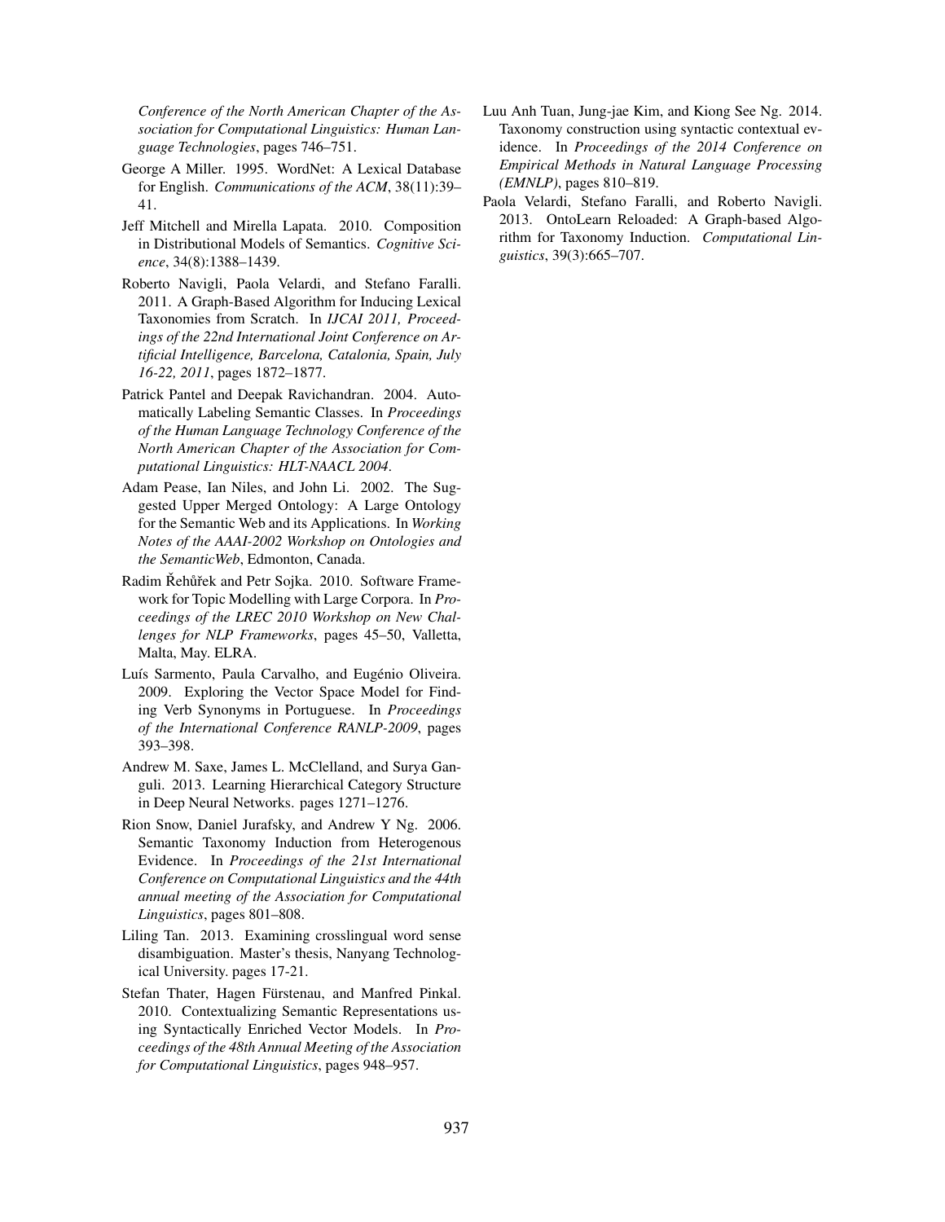*Conference of the North American Chapter of the Association for Computational Linguistics: Human Language Technologies*, pages 746–751.

George A Miller. 1995. WordNet: A Lexical Database for English. *Communications of the ACM*, 38(11):39–41.

Jeff Mitchell and Mirella Lapata. 2010. Composition in Distributional Models of Semantics. *Cognitive Science*, 34(8):1388–1439.

Roberto Navigli, Paola Velardi, and Stefano Faralli. 2011. A Graph-Based Algorithm for Inducing Lexical Taxonomies from Scratch. In *IJCAI 2011, Proceedings of the 22nd International Joint Conference on Artificial Intelligence, Barcelona, Catalonia, Spain, July 16-22, 2011*, pages 1872–1877.

Patrick Pantel and Deepak Ravichandran. 2004. Automatically Labeling Semantic Classes. In *Proceedings of the Human Language Technology Conference of the North American Chapter of the Association for Computational Linguistics: HLT-NAACL 2004*.

Adam Pease, Ian Niles, and John Li. 2002. The Suggested Upper Merged Ontology: A Large Ontology for the Semantic Web and its Applications. In *Working Notes of the AAAI-2002 Workshop on Ontologies and the SemanticWeb*, Edmonton, Canada.

Radim Řehůřek and Petr Sojka. 2010. Software Framework for Topic Modelling with Large Corpora. In *Proceedings of the LREC 2010 Workshop on New Challenges for NLP Frameworks*, pages 45–50, Valletta, Malta, May. ELRA.

Luís Sarmento, Paula Carvalho, and Eugénio Oliveira. 2009. Exploring the Vector Space Model for Finding Verb Synonyms in Portuguese. In *Proceedings of the International Conference RANLP-2009*, pages 393–398.

Andrew M. Saxe, James L. McClelland, and Surya Ganguli. 2013. Learning Hierarchical Category Structure in Deep Neural Networks. pages 1271–1276.

Rion Snow, Daniel Jurafsky, and Andrew Y Ng. 2006. Semantic Taxonomy Induction from Heterogenous Evidence. In *Proceedings of the 21st International Conference on Computational Linguistics and the 44th annual meeting of the Association for Computational Linguistics*, pages 801–808.

Liling Tan. 2013. Examining crosslingual word sense disambiguation. Master's thesis, Nanyang Technological University. pages 17-21.

Stefan Thater, Hagen Fürstenau, and Manfred Pinkal. 2010. Contextualizing Semantic Representations using Syntactically Enriched Vector Models. In *Proceedings of the 48th Annual Meeting of the Association for Computational Linguistics*, pages 948–957.

Luu Anh Tuan, Jung-jae Kim, and Kiong See Ng. 2014. Taxonomy construction using syntactic contextual evidence. In *Proceedings of the 2014 Conference on Empirical Methods in Natural Language Processing (EMNLP)*, pages 810–819.

Paola Velardi, Stefano Faralli, and Roberto Navigli. 2013. OntoLearn Reloaded: A Graph-based Algorithm for Taxonomy Induction. *Computational Linguistics*, 39(3):665–707.